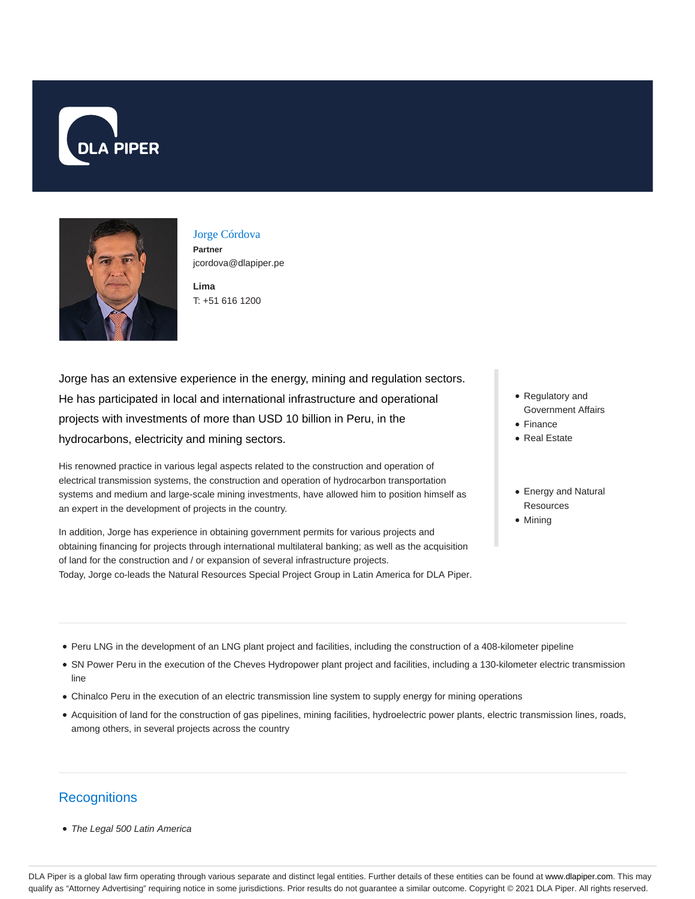DLA PIPER

# Jorge Córdova

**Partner**
jcordova@dlapiper.pe

**Lima**
T: +51 616 1200

Jorge has an extensive experience in the energy, mining and regulation sectors. He has participated in local and international infrastructure and operational projects with investments of more than USD 10 billion in Peru, in the hydrocarbons, electricity and mining sectors.

His renowned practice in various legal aspects related to the construction and operation of electrical transmission systems, the construction and operation of hydrocarbon transportation systems and medium and large-scale mining investments, have allowed him to position himself as an expert in the development of projects in the country.

In addition, Jorge has experience in obtaining government permits for various projects and obtaining financing for projects through international multilateral banking; as well as the acquisition of land for the construction and / or expansion of several infrastructure projects.
Today, Jorge co-leads the Natural Resources Special Project Group in Latin America for DLA Piper.

- Regulatory and Government Affairs
- Finance
- Real Estate

- Energy and Natural Resources
- Mining

- Peru LNG in the development of an LNG plant project and facilities, including the construction of a 408-kilometer pipeline
- SN Power Peru in the execution of the Cheves Hydropower plant project and facilities, including a 130-kilometer electric transmission line
- Chinalco Peru in the execution of an electric transmission line system to supply energy for mining operations
- Acquisition of land for the construction of gas pipelines, mining facilities, hydroelectric power plants, electric transmission lines, roads, among others, in several projects across the country

## Recognitions

- *The Legal 500 Latin America*

DLA Piper is a global law firm operating through various separate and distinct legal entities. Further details of these entities can be found at www.dlapiper.com. This may qualify as "Attorney Advertising" requiring notice in some jurisdictions. Prior results do not guarantee a similar outcome. Copyright © 2021 DLA Piper. All rights reserved.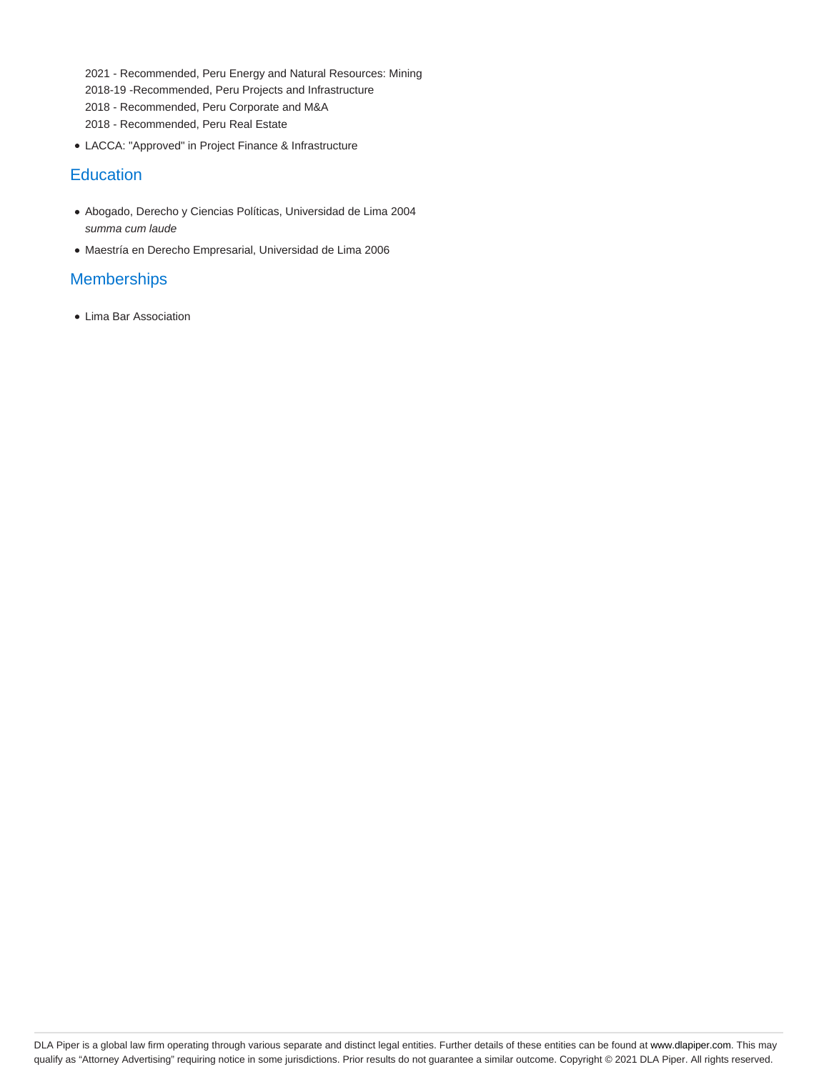2021 - Recommended, Peru Energy and Natural Resources: Mining
2018-19 -Recommended, Peru Projects and Infrastructure
2018 - Recommended, Peru Corporate and M&A
2018 - Recommended, Peru Real Estate

- LACCA: "Approved" in Project Finance & Infrastructure

## Education

- Abogado, Derecho y Ciencias Políticas, Universidad de Lima 2004
  *summa cum laude*
- Maestría en Derecho Empresarial, Universidad de Lima 2006

## Memberships

- Lima Bar Association

DLA Piper is a global law firm operating through various separate and distinct legal entities. Further details of these entities can be found at www.dlapiper.com. This may qualify as "Attorney Advertising" requiring notice in some jurisdictions. Prior results do not guarantee a similar outcome. Copyright © 2021 DLA Piper. All rights reserved.